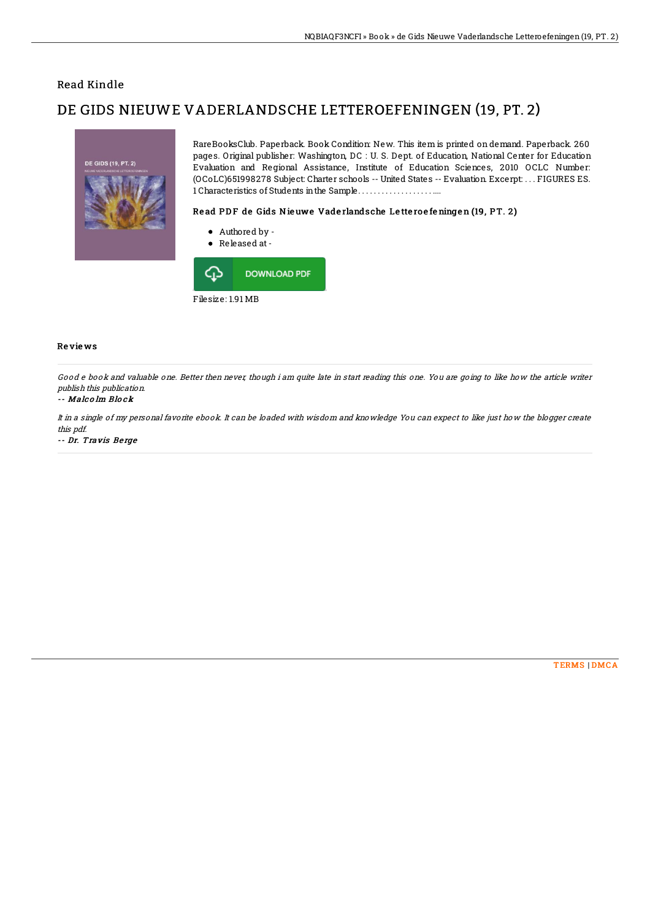Read Kindle

# DE GIDS NIEUWE VADERLANDSCHE LETTEROEFENINGEN (19, PT. 2)

RareBooksClub. Paperback. Book Condition: New. This item is printed on demand. Paperback. 260 pages. Original publisher: Washington, DC : U. S. Dept. of Education, National Center for Education Evaluation and Regional Assistance, Institute of Education Sciences, 2010 OCLC Number: (OCoLC)651998278 Subject: Charter schools -- United States -- Evaluation. Excerpt: . . . FIGURES ES. 1 Characteristics of Students in the Sample. . . . . . . . . . . . . . . . . . . . ....

### Read PDF de Gids Nieuwe Vaderlandsche Letteroefeningen (19, PT. 2)

- Authored by -
- Released at -

DOWNLOAD PDF

Filesize: 1.91 MB

## Reviews

*Good e book and valuable one. Better then never, though i am quite late in start reading this one. You are going to like how the article writer publish this publication.*

-- *Malcolm Block*

*It in a single of my personal favorite ebook. It can be loaded with wisdom and knowledge You can expect to like just how the blogger create this pdf.*

-- *Dr. Travis Berge*

TERMS | DMCA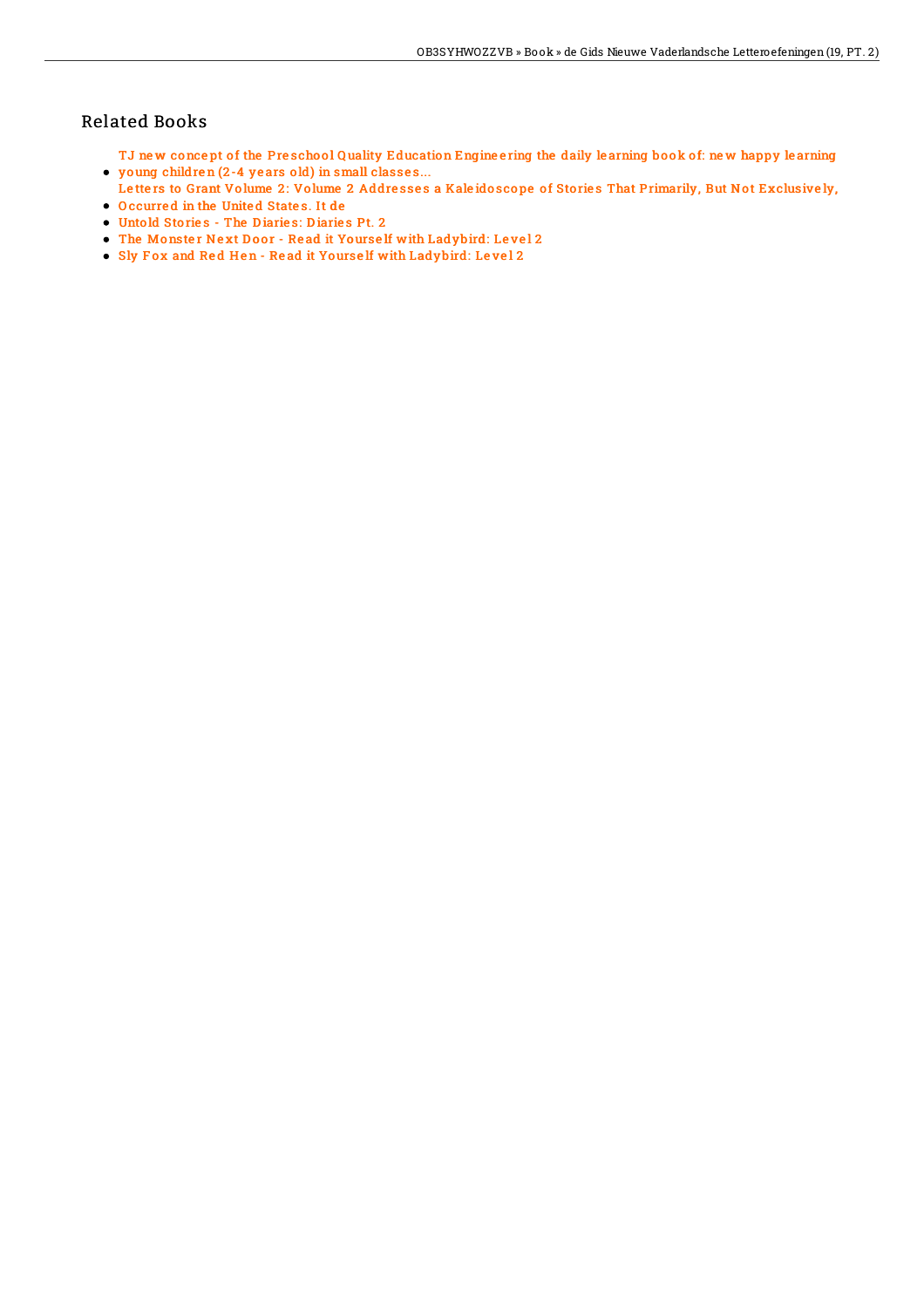## Related Books

- TJ new concept of the Preschool Quality Education Engineering the daily learning book of: new happy learning young children (2-4 years old) in small classes...
- Letters to Grant Volume 2: Volume 2 Addresses a Kaleidoscope of Stories That Primarily, But Not Exclusively, Occurred in the United States. It de
- Untold Stories - The Diaries: Diaries Pt. 2
- The Monster Next Door - Read it Yourself with Ladybird: Level 2
- Sly Fox and Red Hen - Read it Yourself with Ladybird: Level 2